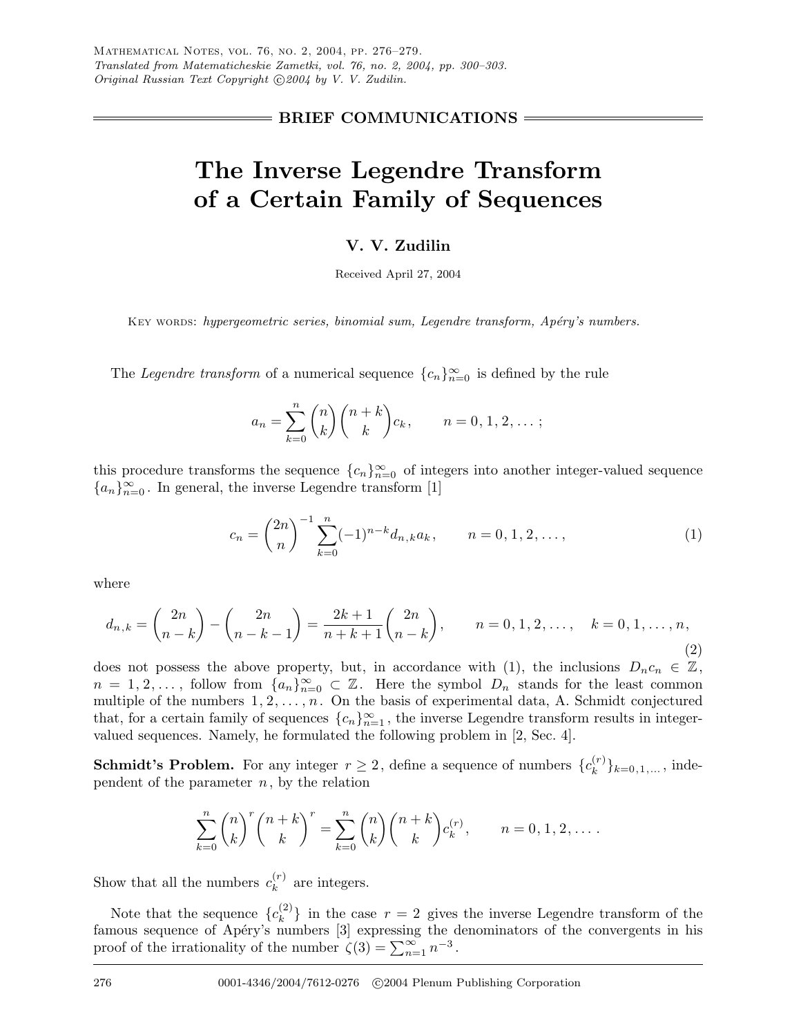## BRIEF COMMUNICATIONS

# The Inverse Legendre Transform of a Certain Family of Sequences

**V. V. Zudilin**

Received April 27, 2004

Key words: *hypergeometric series, binomial sum, Legendre transform, Apéry's numbers.*

The *Legendre transform* of a numerical sequence $\{c_n\}_{n=0}^{\infty}$ is defined by the rule

$$a_n = \sum_{k=0}^{n} \binom{n}{k}\binom{n+k}{k} c_k, \qquad n = 0, 1, 2, \dots ;$$

this procedure transforms the sequence $\{c_n\}_{n=0}^{\infty}$ of integers into another integer-valued sequence $\{a_n\}_{n=0}^{\infty}$. In general, the inverse Legendre transform [1]

$$c_n = \binom{2n}{n}^{-1} \sum_{k=0}^{n} (-1)^{n-k} d_{n,k} a_k, \qquad n = 0, 1, 2, \dots, \tag{1}$$

where

$$d_{n,k} = \binom{2n}{n-k} - \binom{2n}{n-k-1} = \frac{2k+1}{n+k+1}\binom{2n}{n-k}, \qquad n = 0, 1, 2, \dots, \quad k = 0, 1, \dots, n, \tag{2}$$

does not possess the above property, but, in accordance with (1), the inclusions $D_n c_n \in \mathbb{Z}$, $n = 1, 2, \dots$, follow from $\{a_n\}_{n=0}^{\infty} \subset \mathbb{Z}$. Here the symbol $D_n$ stands for the least common multiple of the numbers $1, 2, \dots, n$. On the basis of experimental data, A. Schmidt conjectured that, for a certain family of sequences $\{c_n\}_{n=1}^{\infty}$, the inverse Legendre transform results in integer-valued sequences. Namely, he formulated the following problem in [2, Sec. 4].

**Schmidt's Problem.** For any integer $r \geq 2$, define a sequence of numbers $\{c_k^{(r)}\}_{k=0,1,\dots}$, independent of the parameter $n$, by the relation

$$\sum_{k=0}^{n} \binom{n}{k}^r \binom{n+k}{k}^r = \sum_{k=0}^{n} \binom{n}{k}\binom{n+k}{k} c_k^{(r)}, \qquad n = 0, 1, 2, \dots .$$

Show that all the numbers $c_k^{(r)}$ are integers.

Note that the sequence $\{c_k^{(2)}\}$ in the case $r = 2$ gives the inverse Legendre transform of the famous sequence of Apéry's numbers [3] expressing the denominators of the convergents in his proof of the irrationality of the number $\zeta(3) = \sum_{n=1}^{\infty} n^{-3}$.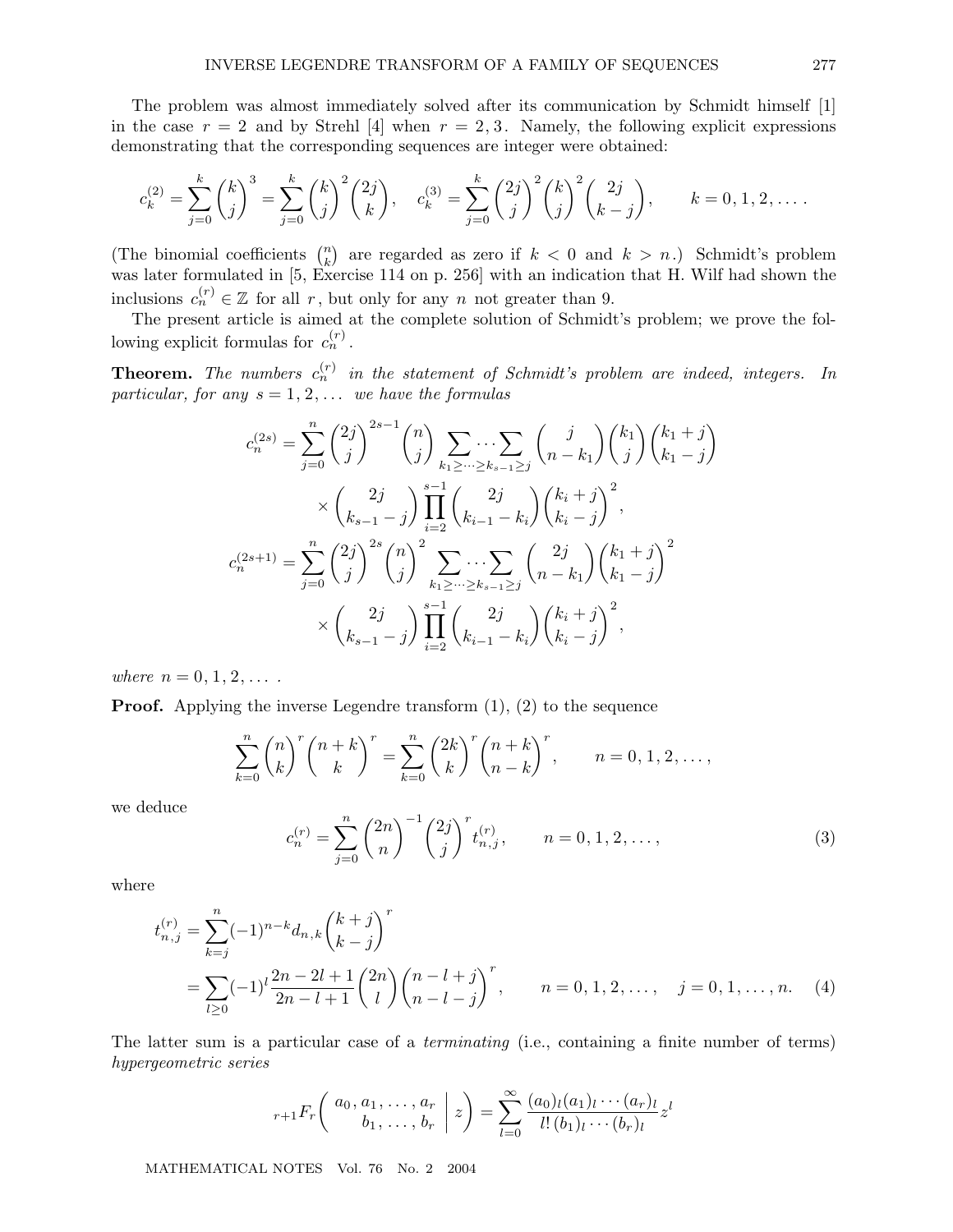The problem was almost immediately solved after its communication by Schmidt himself [1] in the case $r = 2$ and by Strehl [4] when $r = 2, 3$. Namely, the following explicit expressions demonstrating that the corresponding sequences are integer were obtained:

$$c_k^{(2)} = \sum_{j=0}^{k} \binom{k}{j}^3 = \sum_{j=0}^{k} \binom{k}{j}^2 \binom{2j}{k}, \quad c_k^{(3)} = \sum_{j=0}^{k} \binom{2j}{j}^2 \binom{k}{j}^2 \binom{2j}{k-j}, \qquad k = 0, 1, 2, \dots .$$

(The binomial coefficients $\binom{n}{k}$ are regarded as zero if $k < 0$ and $k > n$.) Schmidt's problem was later formulated in [5, Exercise 114 on p. 256] with an indication that H. Wilf had shown the inclusions $c_n^{(r)} \in \mathbb{Z}$ for all $r$, but only for any $n$ not greater than 9.

The present article is aimed at the complete solution of Schmidt's problem; we prove the following explicit formulas for $c_n^{(r)}$.

**Theorem.** *The numbers $c_n^{(r)}$ in the statement of Schmidt's problem are indeed, integers. In particular, for any $s = 1, 2, \dots$ we have the formulas*

$$c_n^{(2s)} = \sum_{j=0}^{n} \binom{2j}{j}^{2s-1} \binom{n}{j} \sum_{k_1 \ge \dots \ge k_{s-1} \ge j} \cdots \sum \binom{j}{n-k_1} \binom{k_1}{j} \binom{k_1+j}{k_1-j} \times \binom{2j}{k_{s-1}-j} \prod_{i=2}^{s-1} \binom{2j}{k_{i-1}-k_i} \binom{k_i+j}{k_i-j}^2,$$

$$c_n^{(2s+1)} = \sum_{j=0}^{n} \binom{2j}{j}^{2s} \binom{n}{j}^2 \sum_{k_1 \ge \dots \ge k_{s-1} \ge j} \cdots \sum \binom{2j}{n-k_1} \binom{k_1+j}{k_1-j}^2 \times \binom{2j}{k_{s-1}-j} \prod_{i=2}^{s-1} \binom{2j}{k_{i-1}-k_i} \binom{k_i+j}{k_i-j}^2,$$

*where $n = 0, 1, 2, \dots$ .*

**Proof.** Applying the inverse Legendre transform (1), (2) to the sequence

$$\sum_{k=0}^{n} \binom{n}{k}^r \binom{n+k}{k}^r = \sum_{k=0}^{n} \binom{2k}{k}^r \binom{n+k}{n-k}^r, \qquad n = 0, 1, 2, \dots,$$

we deduce

$$c_n^{(r)} = \sum_{j=0}^{n} \binom{2n}{n}^{-1} \binom{2j}{j}^r t_{n,j}^{(r)}, \qquad n = 0, 1, 2, \dots, \tag{3}$$

where

$$t_{n,j}^{(r)} = \sum_{k=j}^{n} (-1)^{n-k} d_{n,k} \binom{k+j}{k-j}^r = \sum_{l \ge 0} (-1)^l \frac{2n-2l+1}{2n-l+1} \binom{2n}{l} \binom{n-l+j}{n-l-j}^r, \qquad n = 0, 1, 2, \dots, \quad j = 0, 1, \dots, n. \tag{4}$$

The latter sum is a particular case of a *terminating* (i.e., containing a finite number of terms) *hypergeometric series*

$${}_{r+1}F_r\left( \begin{matrix} a_0, a_1, \dots, a_r \\ b_1, \dots, b_r \end{matrix} \,\middle|\, z \right) = \sum_{l=0}^{\infty} \frac{(a_0)_l (a_1)_l \cdots (a_r)_l}{l!\,(b_1)_l \cdots (b_r)_l} z^l$$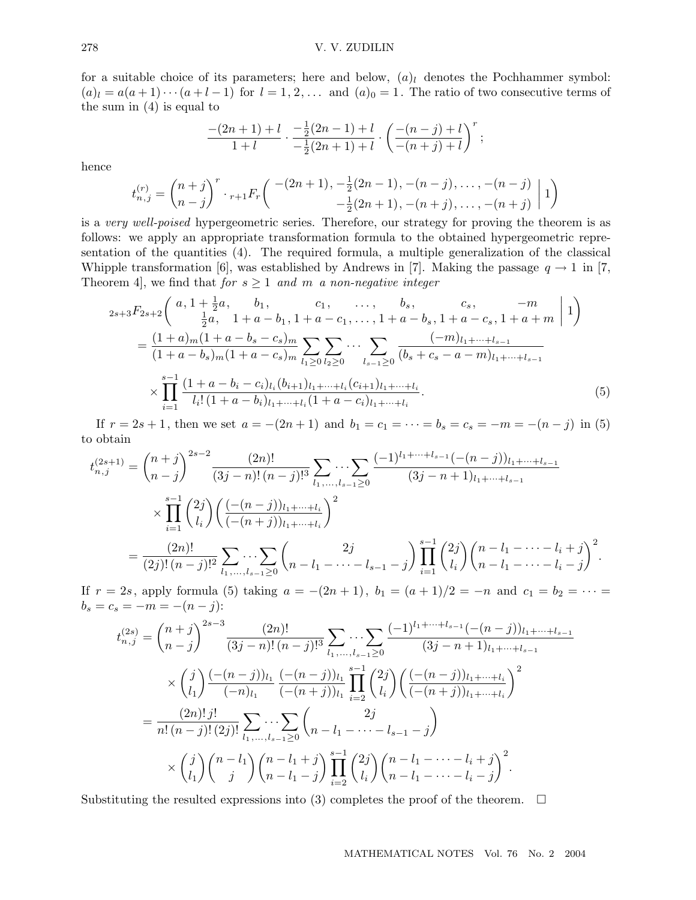for a suitable choice of its parameters; here and below, $(a)_l$ denotes the Pochhammer symbol: $(a)_l = a(a+1)\cdots(a+l-1)$ for $l = 1, 2, \dots$ and $(a)_0 = 1$. The ratio of two consecutive terms of the sum in (4) is equal to

$$\frac{-(2n+1)+l}{1+l} \cdot \frac{-\frac{1}{2}(2n-1)+l}{-\frac{1}{2}(2n+1)+l} \cdot \left(\frac{-(n-j)+l}{-(n+j)+l}\right)^r;$$

hence

$$t_{n,j}^{(r)} = \binom{n+j}{n-j}^r \cdot {}_{r+1}F_r\left(\begin{matrix} -(2n+1), -\frac{1}{2}(2n-1), -(n-j), \dots, -(n-j) \\ -\frac{1}{2}(2n+1), -(n+j), \dots, -(n+j) \end{matrix} \,\middle|\, 1\right)$$

is a *very well-poised* hypergeometric series. Therefore, our strategy for proving the theorem is as follows: we apply an appropriate transformation formula to the obtained hypergeometric representation of the quantities (4). The required formula, a multiple generalization of the classical Whipple transformation [6], was established by Andrews in [7]. Making the passage $q \to 1$ in [7, Theorem 4], we find that *for* $s \ge 1$ *and* $m$ *a non-negative integer*

$$\begin{aligned}
&{}_{2s+3}F_{2s+2}\left(\begin{matrix} a, 1+\frac{1}{2}a, & b_1, & c_1, & \dots, & b_s, & c_s, & -m \\ \frac{1}{2}a, & 1+a-b_1, & 1+a-c_1, & \dots, & 1+a-b_s, & 1+a-c_s, & 1+a+m \end{matrix} \,\middle|\, 1\right) \\
&\quad = \frac{(1+a)_m (1+a-b_s-c_s)_m}{(1+a-b_s)_m (1+a-c_s)_m} \sum_{l_1 \ge 0} \sum_{l_2 \ge 0} \cdots \sum_{l_{s-1} \ge 0} \frac{(-m)_{l_1+\dots+l_{s-1}}}{(b_s+c_s-a-m)_{l_1+\dots+l_{s-1}}} \\
&\quad\quad \times \prod_{i=1}^{s-1} \frac{(1+a-b_i-c_i)_{l_i} (b_{i+1})_{l_1+\dots+l_i} (c_{i+1})_{l_1+\dots+l_i}}{l_i!\, (1+a-b_i)_{l_1+\dots+l_i} (1+a-c_i)_{l_1+\dots+l_i}}.
\end{aligned} \tag{5}$$

If $r = 2s+1$, then we set $a = -(2n+1)$ and $b_1 = c_1 = \dots = b_s = c_s = -m = -(n-j)$ in (5) to obtain

$$\begin{aligned}
t_{n,j}^{(2s+1)} &= \binom{n+j}{n-j}^{2s-2} \frac{(2n)!}{(3j-n)!\,(n-j)!^3} \sum_{l_1,\dots,l_{s-1} \ge 0} \!\!\cdots\! \sum \frac{(-1)^{l_1+\dots+l_{s-1}} (-(n-j))_{l_1+\dots+l_{s-1}}}{(3j-n+1)_{l_1+\dots+l_{s-1}}} \\
&\quad \times \prod_{i=1}^{s-1} \binom{2j}{l_i} \left(\frac{(-(n-j))_{l_1+\dots+l_i}}{(-(n+j))_{l_1+\dots+l_i}}\right)^2 \\
&= \frac{(2n)!}{(2j)!\,(n-j)!^2} \sum_{l_1,\dots,l_{s-1} \ge 0} \!\!\cdots\! \sum \binom{2j}{n-l_1-\dots-l_{s-1}-j} \prod_{i=1}^{s-1} \binom{2j}{l_i} \binom{n-l_1-\dots-l_i+j}{n-l_1-\dots-l_i-j}^2.
\end{aligned}$$

If $r = 2s$, apply formula (5) taking $a = -(2n+1)$, $b_1 = (a+1)/2 = -n$ and $c_1 = b_2 = \dots = b_s = c_s = -m = -(n-j)$:

$$\begin{aligned}
t_{n,j}^{(2s)} &= \binom{n+j}{n-j}^{2s-3} \frac{(2n)!}{(3j-n)!\,(n-j)!^3} \sum_{l_1,\dots,l_{s-1} \ge 0} \!\!\cdots\! \sum \frac{(-1)^{l_1+\dots+l_{s-1}} (-(n-j))_{l_1+\dots+l_{s-1}}}{(3j-n+1)_{l_1+\dots+l_{s-1}}} \\
&\quad \times \binom{j}{l_1} \frac{(-(n-j))_{l_1}}{(-n)_{l_1}} \frac{(-(n-j))_{l_1}}{(-(n+j))_{l_1}} \prod_{i=2}^{s-1} \binom{2j}{l_i} \left(\frac{(-(n-j))_{l_1+\dots+l_i}}{(-(n+j))_{l_1+\dots+l_i}}\right)^2 \\
&= \frac{(2n)!\, j!}{n!\,(n-j)!\,(2j)!} \sum_{l_1,\dots,l_{s-1} \ge 0} \!\!\cdots\! \sum \binom{2j}{n-l_1-\dots-l_{s-1}-j} \\
&\quad \times \binom{j}{l_1} \binom{n-l_1}{j} \binom{n-l_1+j}{n-l_1-j} \prod_{i=2}^{s-1} \binom{2j}{l_i} \binom{n-l_1-\dots-l_i+j}{n-l_1-\dots-l_i-j}^2.
\end{aligned}$$

Substituting the resulted expressions into (3) completes the proof of the theorem. $\square$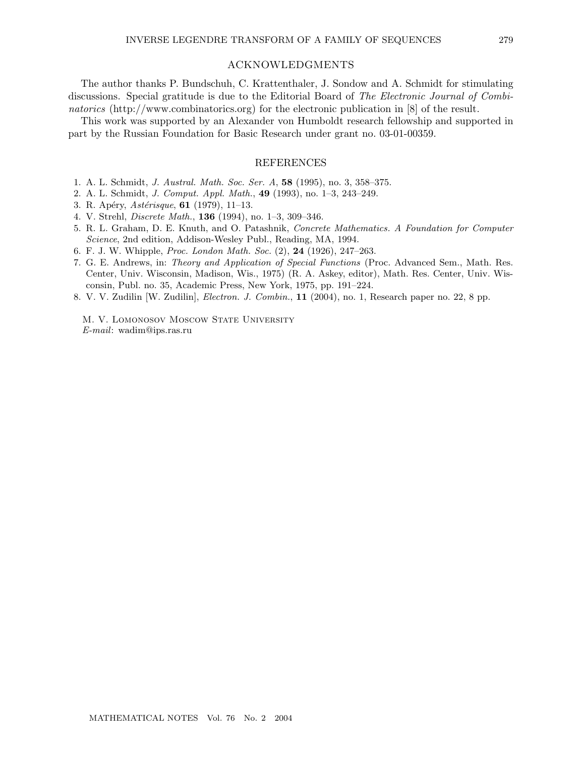## ACKNOWLEDGMENTS

The author thanks P. Bundschuh, C. Krattenthaler, J. Sondow and A. Schmidt for stimulating discussions. Special gratitude is due to the Editorial Board of *The Electronic Journal of Combinatorics* (http://www.combinatorics.org) for the electronic publication in [8] of the result.

This work was supported by an Alexander von Humboldt research fellowship and supported in part by the Russian Foundation for Basic Research under grant no. 03-01-00359.

## REFERENCES

1. A. L. Schmidt, *J. Austral. Math. Soc. Ser. A*, **58** (1995), no. 3, 358–375.
2. A. L. Schmidt, *J. Comput. Appl. Math.*, **49** (1993), no. 1–3, 243–249.
3. R. Apéry, *Astérisque*, **61** (1979), 11–13.
4. V. Strehl, *Discrete Math.*, **136** (1994), no. 1–3, 309–346.
5. R. L. Graham, D. E. Knuth, and O. Patashnik, *Concrete Mathematics. A Foundation for Computer Science*, 2nd edition, Addison-Wesley Publ., Reading, MA, 1994.
6. F. J. W. Whipple, *Proc. London Math. Soc.* (2), **24** (1926), 247–263.
7. G. E. Andrews, in: *Theory and Application of Special Functions* (Proc. Advanced Sem., Math. Res. Center, Univ. Wisconsin, Madison, Wis., 1975) (R. A. Askey, editor), Math. Res. Center, Univ. Wisconsin, Publ. no. 35, Academic Press, New York, 1975, pp. 191–224.
8. V. V. Zudilin [W. Zudilin], *Electron. J. Combin.*, **11** (2004), no. 1, Research paper no. 22, 8 pp.

M. V. Lomonosov Moscow State University
*E-mail*: wadim@ips.ras.ru